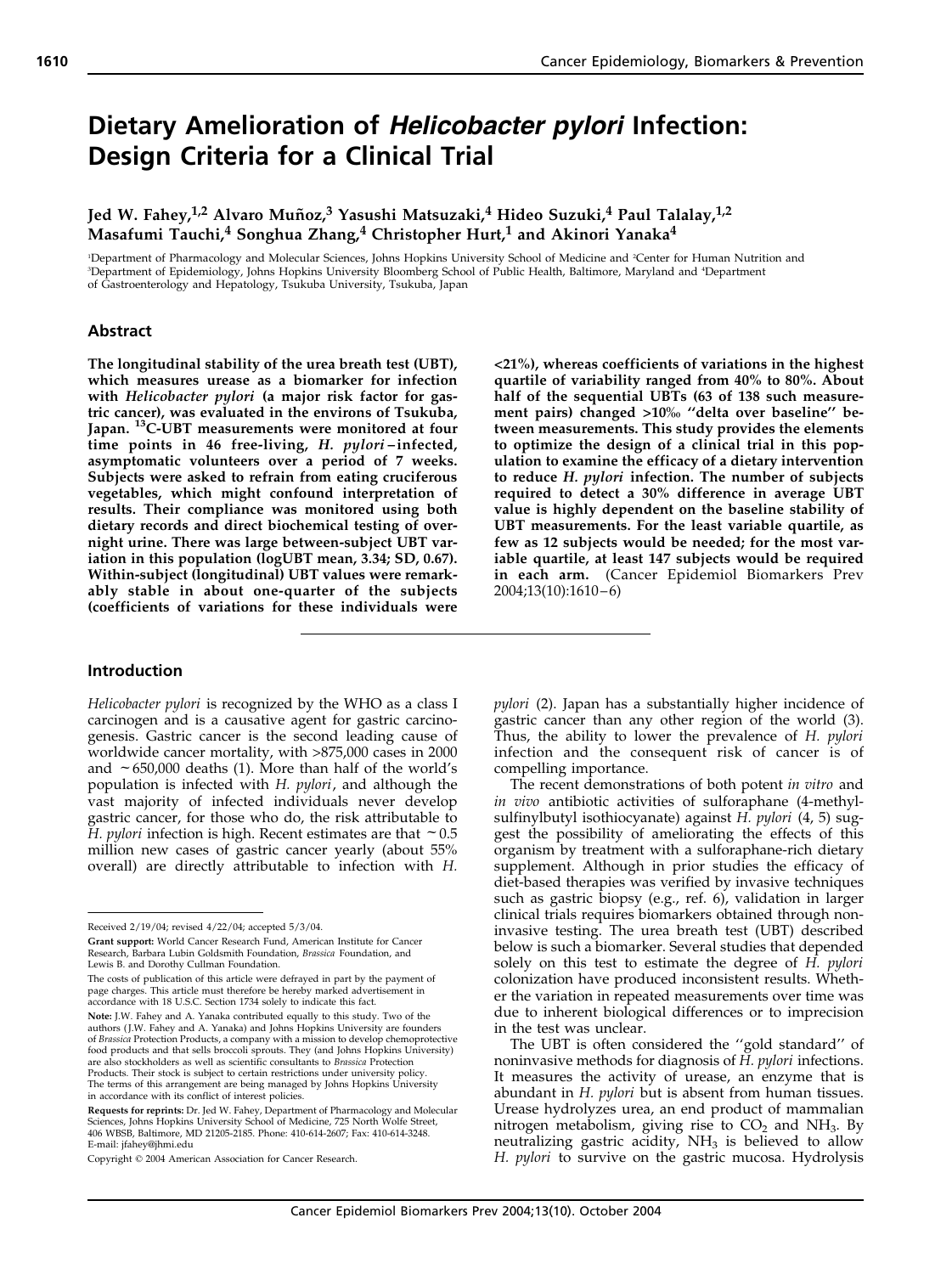# Dietary Amelioration of *Helicobacter pylori* Infection: Design Criteria for a Clinical Trial

**Jed W. Fahey,[1,2] Alvaro Muñoz,[3] Yasushi Matsuzaki,[4] Hideo Suzuki,[4] Paul Talalay,[1,2] Masafumi Tauchi,[4] Songhua Zhang,[4] Christopher Hurt,[1] and Akinori Yanaka[4]**

[1]Department of Pharmacology and Molecular Sciences, Johns Hopkins University School of Medicine and [2]Center for Human Nutrition and [3]Department of Epidemiology, Johns Hopkins University Bloomberg School of Public Health, Baltimore, Maryland and [4]Department of Gastroenterology and Hepatology, Tsukuba University, Tsukuba, Japan

## Abstract

**The longitudinal stability of the urea breath test (UBT), which measures urease as a biomarker for infection with *Helicobacter pylori* (a major risk factor for gastric cancer), was evaluated in the environs of Tsukuba, Japan. $^{13}$C-UBT measurements were monitored at four time points in 46 free-living, *H. pylori*–infected, asymptomatic volunteers over a period of 7 weeks. Subjects were asked to refrain from eating cruciferous vegetables, which might confound interpretation of results. Their compliance was monitored using both dietary records and direct biochemical testing of overnight urine. There was large between-subject UBT variation in this population (logUBT mean, 3.34; SD, 0.67). Within-subject (longitudinal) UBT values were remarkably stable in about one-quarter of the subjects (coefficients of variations for these individuals were <21%), whereas coefficients of variations in the highest quartile of variability ranged from 40% to 80%. About half of the sequential UBTs (63 of 138 such measurement pairs) changed >10‰ "delta over baseline" between measurements. This study provides the elements to optimize the design of a clinical trial in this population to examine the efficacy of a dietary intervention to reduce *H. pylori* infection. The number of subjects required to detect a 30% difference in average UBT value is highly dependent on the baseline stability of UBT measurements. For the least variable quartile, as few as 12 subjects would be needed; for the most variable quartile, at least 147 subjects would be required in each arm.** (Cancer Epidemiol Biomarkers Prev 2004;13(10):1610–6)

## Introduction

*Helicobacter pylori* is recognized by the WHO as a class I carcinogen and is a causative agent for gastric carcinogenesis. Gastric cancer is the second leading cause of worldwide cancer mortality, with >875,000 cases in 2000 and ~650,000 deaths (1). More than half of the world's population is infected with *H. pylori*, and although the vast majority of infected individuals never develop gastric cancer, for those who do, the risk attributable to *H. pylori* infection is high. Recent estimates are that ~0.5 million new cases of gastric cancer yearly (about 55% overall) are directly attributable to infection with *H. pylori* (2). Japan has a substantially higher incidence of gastric cancer than any other region of the world (3). Thus, the ability to lower the prevalence of *H. pylori* infection and the consequent risk of cancer is of compelling importance.

The recent demonstrations of both potent *in vitro* and *in vivo* antibiotic activities of sulforaphane (4-methylsulfinylbutyl isothiocyanate) against *H. pylori* (4, 5) suggest the possibility of ameliorating the effects of this organism by treatment with a sulforaphane-rich dietary supplement. Although in prior studies the efficacy of diet-based therapies was verified by invasive techniques such as gastric biopsy (e.g., ref. 6), validation in larger clinical trials requires biomarkers obtained through noninvasive testing. The urea breath test (UBT) described below is such a biomarker. Several studies that depended solely on this test to estimate the degree of *H. pylori* colonization have produced inconsistent results. Whether the variation in repeated measurements over time was due to inherent biological differences or to imprecision in the test was unclear.

The UBT is often considered the "gold standard" of noninvasive methods for diagnosis of *H. pylori* infections. It measures the activity of urease, an enzyme that is abundant in *H. pylori* but is absent from human tissues. Urease hydrolyzes urea, an end product of mammalian nitrogen metabolism, giving rise to $CO_2$ and $NH_3$. By neutralizing gastric acidity, $NH_3$ is believed to allow *H. pylori* to survive on the gastric mucosa. Hydrolysis

---

Received 2/19/04; revised 4/22/04; accepted 5/3/04.

**Grant support:** World Cancer Research Fund, American Institute for Cancer Research, Barbara Lubin Goldsmith Foundation, *Brassica* Foundation, and Lewis B. and Dorothy Cullman Foundation.

The costs of publication of this article were defrayed in part by the payment of page charges. This article must therefore be hereby marked advertisement in accordance with 18 U.S.C. Section 1734 solely to indicate this fact.

**Note:** J.W. Fahey and A. Yanaka contributed equally to this study. Two of the authors (J.W. Fahey and A. Yanaka) and Johns Hopkins University are founders of *Brassica* Protection Products, a company with a mission to develop chemoprotective food products and that sells broccoli sprouts. They (and Johns Hopkins University) are also stockholders as well as scientific consultants to *Brassica* Protection Products. Their stock is subject to certain restrictions under university policy. The terms of this arrangement are being managed by Johns Hopkins University in accordance with its conflict of interest policies.

**Requests for reprints:** Dr. Jed W. Fahey, Department of Pharmacology and Molecular Sciences, Johns Hopkins University School of Medicine, 725 North Wolfe Street, 406 WBSB, Baltimore, MD 21205-2185. Phone: 410-614-2607; Fax: 410-614-3248. E-mail: jfahey@jhmi.edu

Copyright © 2004 American Association for Cancer Research.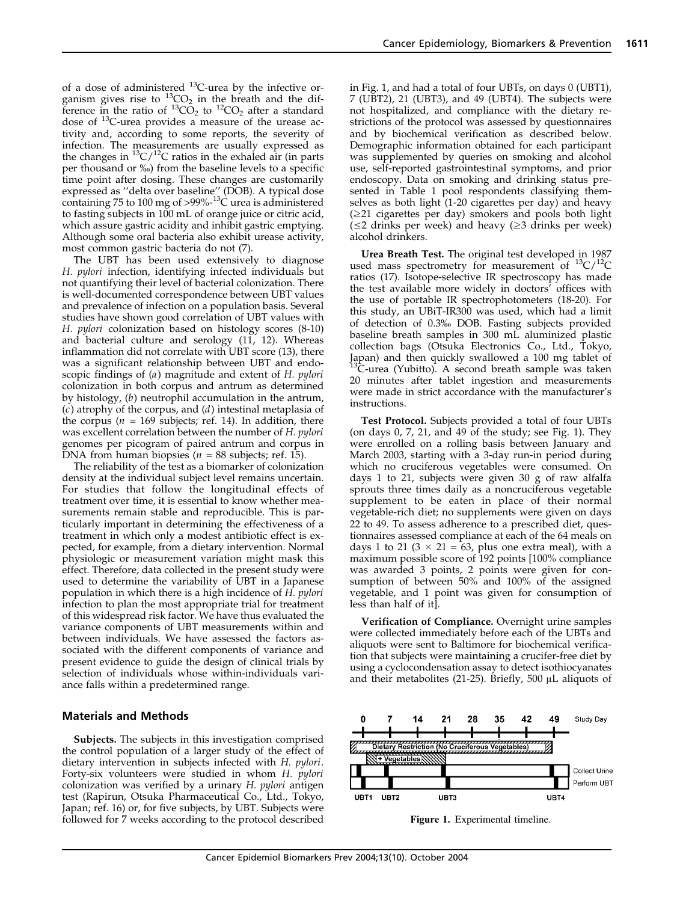of a dose of administered $^{13}C$-urea by the infective organism gives rise to $^{13}CO_2$ in the breath and the difference in the ratio of $^{13}CO_2$ to $^{12}CO_2$ after a standard dose of $^{13}C$-urea provides a measure of the urease activity and, according to some reports, the severity of infection. The measurements are usually expressed as the changes in $^{13}C/^{12}C$ ratios in the exhaled air (in parts per thousand or ‰) from the baseline levels to a specific time point after dosing. These changes are customarily expressed as "delta over baseline" (DOB). A typical dose containing 75 to 100 mg of >99%-$^{13}C$ urea is administered to fasting subjects in 100 mL of orange juice or citric acid, which assure gastric acidity and inhibit gastric emptying. Although some oral bacteria also exhibit urease activity, most common gastric bacteria do not (7).

The UBT has been used extensively to diagnose *H. pylori* infection, identifying infected individuals but not quantifying their level of bacterial colonization. There is well-documented correspondence between UBT values and prevalence of infection on a population basis. Several studies have shown good correlation of UBT values with *H. pylori* colonization based on histology scores (8-10) and bacterial culture and serology (11, 12). Whereas inflammation did not correlate with UBT score (13), there was a significant relationship between UBT and endoscopic findings of (*a*) magnitude and extent of *H. pylori* colonization in both corpus and antrum as determined by histology, (*b*) neutrophil accumulation in the antrum, (*c*) atrophy of the corpus, and (*d*) intestinal metaplasia of the corpus ($n$ = 169 subjects; ref. 14). In addition, there was excellent correlation between the number of *H. pylori* genomes per picogram of paired antrum and corpus in DNA from human biopsies ($n$ = 88 subjects; ref. 15).

The reliability of the test as a biomarker of colonization density at the individual subject level remains uncertain. For studies that follow the longitudinal effects of treatment over time, it is essential to know whether measurements remain stable and reproducible. This is particularly important in determining the effectiveness of a treatment in which only a modest antibiotic effect is expected, for example, from a dietary intervention. Normal physiologic or measurement variation might mask this effect. Therefore, data collected in the present study were used to determine the variability of UBT in a Japanese population in which there is a high incidence of *H. pylori* infection to plan the most appropriate trial for treatment of this widespread risk factor. We have thus evaluated the variance components of UBT measurements within and between individuals. We have assessed the factors associated with the different components of variance and present evidence to guide the design of clinical trials by selection of individuals whose within-individuals variance falls within a predetermined range.

## Materials and Methods

**Subjects.** The subjects in this investigation comprised the control population of a larger study of the effect of dietary intervention in subjects infected with *H. pylori*. Forty-six volunteers were studied in whom *H. pylori* colonization was verified by a urinary *H. pylori* antigen test (Rapirun, Otsuka Pharmaceutical Co., Ltd., Tokyo, Japan; ref. 16) or, for five subjects, by UBT. Subjects were followed for 7 weeks according to the protocol described in Fig. 1, and had a total of four UBTs, on days 0 (UBT1), 7 (UBT2), 21 (UBT3), and 49 (UBT4). The subjects were not hospitalized, and compliance with the dietary restrictions of the protocol was assessed by questionnaires and by biochemical verification as described below. Demographic information obtained for each participant was supplemented by queries on smoking and alcohol use, self-reported gastrointestinal symptoms, and prior endoscopy. Data on smoking and drinking status presented in Table 1 pool respondents classifying themselves as both light (1-20 cigarettes per day) and heavy (≥21 cigarettes per day) smokers and pools both light (≤2 drinks per week) and heavy (≥3 drinks per week) alcohol drinkers.

**Urea Breath Test.** The original test developed in 1987 used mass spectrometry for measurement of $^{13}C/^{12}C$ ratios (17). Isotope-selective IR spectroscopy has made the test available more widely in doctors' offices with the use of portable IR spectrophotometers (18-20). For this study, an UBiT-IR300 was used, which had a limit of detection of 0.3‰ DOB. Fasting subjects provided baseline breath samples in 300 mL aluminized plastic collection bags (Otsuka Electronics Co., Ltd., Tokyo, Japan) and then quickly swallowed a 100 mg tablet of $^{13}C$-urea (Yubitto). A second breath sample was taken 20 minutes after tablet ingestion and measurements were made in strict accordance with the manufacturer's instructions.

**Test Protocol.** Subjects provided a total of four UBTs (on days 0, 7, 21, and 49 of the study; see Fig. 1). They were enrolled on a rolling basis between January and March 2003, starting with a 3-day run-in period during which no cruciferous vegetables were consumed. On days 1 to 21, subjects were given 30 g of raw alfalfa sprouts three times daily as a noncruciferous vegetable supplement to be eaten in place of their normal vegetable-rich diet; no supplements were given on days 22 to 49. To assess adherence to a prescribed diet, questionnaires assessed compliance at each of the 64 meals on days 1 to 21 ($3 \times 21 = 63$, plus one extra meal), with a maximum possible score of 192 points [100% compliance was awarded 3 points, 2 points were given for consumption of between 50% and 100% of the assigned vegetable, and 1 point was given for consumption of less than half of it].

**Verification of Compliance.** Overnight urine samples were collected immediately before each of the UBTs and aliquots were sent to Baltimore for biochemical verification that subjects were maintaining a crucifer-free diet by using a cyclocondensation assay to detect isothiocyanates and their metabolites (21-25). Briefly, 500 μL aliquots of

| 0 | 7 | 14 | 21 | 28 | 35 | 42 | 49 | Study Day |
|---|---|---|---|---|---|---|---|---|

Dietary Restriction (No Cruciferous Vegetables)
+ Vegetables
Collect Urine
Perform UBT
UBT1 UBT2 UBT3 UBT4

**Figure 1.** Experimental timeline.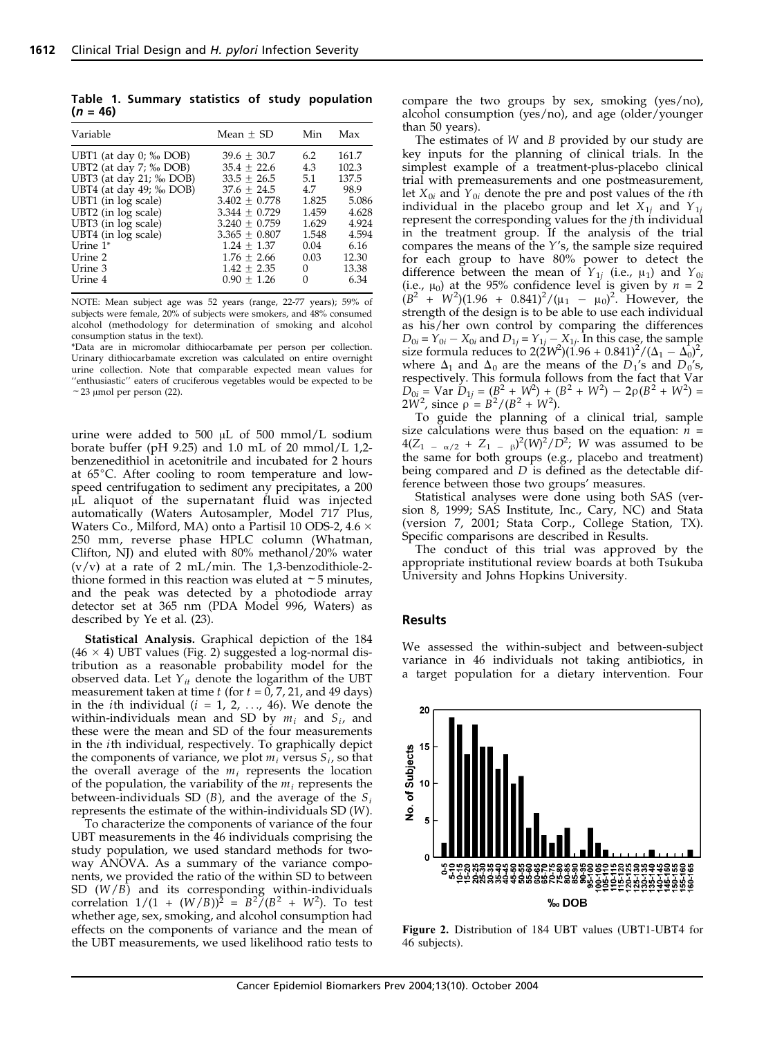**Table 1. Summary statistics of study population ($n$ = 46)**

| Variable | Mean ± SD | Min | Max |
|---|---|---|---|
| UBT1 (at day 0; ‰ DOB) | 39.6 ± 30.7 | 6.2 | 161.7 |
| UBT2 (at day 7; ‰ DOB) | 35.4 ± 22.6 | 4.3 | 102.3 |
| UBT3 (at day 21; ‰ DOB) | 33.5 ± 26.5 | 5.1 | 137.5 |
| UBT4 (at day 49; ‰ DOB) | 37.6 ± 24.5 | 4.7 | 98.9 |
| UBT1 (in log scale) | 3.402 ± 0.778 | 1.825 | 5.086 |
| UBT2 (in log scale) | 3.344 ± 0.729 | 1.459 | 4.628 |
| UBT3 (in log scale) | 3.240 ± 0.759 | 1.629 | 4.924 |
| UBT4 (in log scale) | 3.365 ± 0.807 | 1.548 | 4.594 |
| Urine 1* | 1.24 ± 1.37 | 0.04 | 6.16 |
| Urine 2 | 1.76 ± 2.66 | 0.03 | 12.30 |
| Urine 3 | 1.42 ± 2.35 | 0 | 13.38 |
| Urine 4 | 0.90 ± 1.26 | 0 | 6.34 |

NOTE: Mean subject age was 52 years (range, 22-77 years); 59% of subjects were female, 20% of subjects were smokers, and 48% consumed alcohol (methodology for determination of smoking and alcohol consumption status in the text).

*Data are in micromolar dithiocarbamate per person per collection. Urinary dithiocarbamate excretion was calculated on entire overnight urine collection. Note that comparable expected mean values for ''enthusiastic'' eaters of cruciferous vegetables would be expected to be ~23 μmol per person (22).

urine were added to 500 μL of 500 mmol/L sodium borate buffer (pH 9.25) and 1.0 mL of 20 mmol/L 1,2-benzenedithiol in acetonitrile and incubated for 2 hours at 65°C. After cooling to room temperature and low-speed centrifugation to sediment any precipitates, a 200 μL aliquot of the supernatant fluid was injected automatically (Waters Autosampler, Model 717 Plus, Waters Co., Milford, MA) onto a Partisil 10 ODS-2, 4.6 × 250 mm, reverse phase HPLC column (Whatman, Clifton, NJ) and eluted with 80% methanol/20% water (v/v) at a rate of 2 mL/min. The 1,3-benzodithiole-2-thione formed in this reaction was eluted at ~5 minutes, and the peak was detected by a photodiode array detector set at 365 nm (PDA Model 996, Waters) as described by Ye et al. (23).

**Statistical Analysis.** Graphical depiction of the 184 (46 × 4) UBT values (Fig. 2) suggested a log-normal distribution as a reasonable probability model for the observed data. Let $Y_{it}$ denote the logarithm of the UBT measurement taken at time $t$ (for $t$ = 0, 7, 21, and 49 days) in the $i$th individual ($i$ = 1, 2, ..., 46). We denote the within-individuals mean and SD by $m_i$ and $S_i$, and these were the mean and SD of the four measurements in the $i$th individual, respectively. To graphically depict the components of variance, we plot $m_i$ versus $S_i$, so that the overall average of the $m_i$ represents the location of the population, the variability of the $m_i$ represents the between-individuals SD ($B$), and the average of the $S_i$ represents the estimate of the within-individuals SD ($W$).

To characterize the components of variance of the four UBT measurements in the 46 individuals comprising the study population, we used standard methods for two-way ANOVA. As a summary of the variance components, we provided the ratio of the within SD to between SD ($W/B$) and its corresponding within-individuals correlation $1/(1 + (W/B))^2 = B^2/(B^2 + W^2)$. To test whether age, sex, smoking, and alcohol consumption had effects on the components of variance and the mean of the UBT measurements, we used likelihood ratio tests to compare the two groups by sex, smoking (yes/no), alcohol consumption (yes/no), and age (older/younger than 50 years).

The estimates of $W$ and $B$ provided by our study are key inputs for the planning of clinical trials. In the simplest example of a treatment-plus-placebo clinical trial with premeasurements and one postmeasurement, let $X_{0i}$ and $Y_{0i}$ denote the pre and post values of the $i$th individual in the placebo group and let $X_{1j}$ and $Y_{1j}$ represent the corresponding values for the $j$th individual in the treatment group. If the analysis of the trial compares the means of the $Y$'s, the sample size required for each group to have 80% power to detect the difference between the mean of $Y_{1j}$ (i.e., $\mu_1$) and $Y_{0i}$ (i.e., $\mu_0$) at the 95% confidence level is given by $n = 2(B^2 + W^2)(1.96 + 0.841)^2/(\mu_1 - \mu_0)^2$. However, the strength of the design is to be able to use each individual as his/her own control by comparing the differences $D_{0i} = Y_{0i} - X_{0i}$ and $D_{1j} = Y_{1j} - X_{1j}$. In this case, the sample size formula reduces to $2(2W^2)(1.96 + 0.841)^2/(\Delta_1 - \Delta_0)^2$, where $\Delta_1$ and $\Delta_0$ are the means of the $D_1$'s and $D_0$'s, respectively. This formula follows from the fact that $\text{Var } D_{0i} = \text{Var } D_{1j} = (B^2 + W^2) + (B^2 + W^2) - 2\rho(B^2 + W^2) = 2W^2$, since $\rho = B^2/(B^2 + W^2)$.

To guide the planning of a clinical trial, sample size calculations were thus based on the equation: $n = 4(Z_{1-\alpha/2} + Z_{1-\beta})^2(W)^2/D^2$; $W$ was assumed to be the same for both groups (e.g., placebo and treatment) being compared and $D$ is defined as the detectable difference between those two groups' measures.

Statistical analyses were done using both SAS (version 8, 1999; SAS Institute, Inc., Cary, NC) and Stata (version 7, 2001; Stata Corp., College Station, TX). Specific comparisons are described in Results.

The conduct of this trial was approved by the appropriate institutional review boards at both Tsukuba University and Johns Hopkins University.

## Results

We assessed the within-subject and between-subject variance in 46 individuals not taking antibiotics, in a target population for a dietary intervention. Four

**Figure 2.** Distribution of 184 UBT values (UBT1-UBT4 for 46 subjects).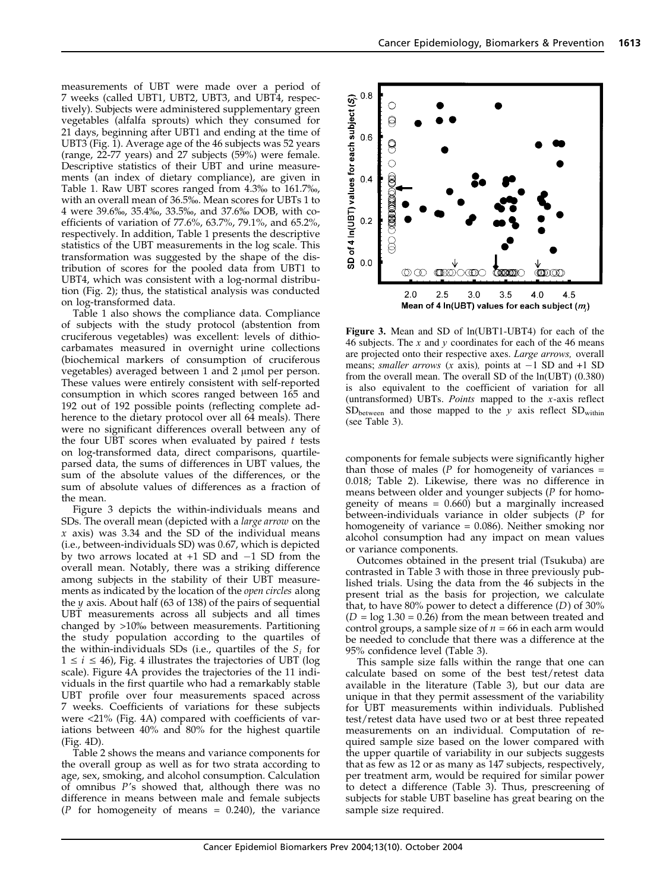measurements of UBT were made over a period of 7 weeks (called UBT1, UBT2, UBT3, and UBT4, respectively). Subjects were administered supplementary green vegetables (alfalfa sprouts) which they consumed for 21 days, beginning after UBT1 and ending at the time of UBT3 (Fig. 1). Average age of the 46 subjects was 52 years (range, 22-77 years) and 27 subjects (59%) were female. Descriptive statistics of their UBT and urine measurements (an index of dietary compliance), are given in Table 1. Raw UBT scores ranged from 4.3‰ to 161.7‰, with an overall mean of 36.5‰. Mean scores for UBTs 1 to 4 were 39.6‰, 35.4‰, 33.5‰, and 37.6‰ DOB, with coefficients of variation of 77.6%, 63.7%, 79.1%, and 65.2%, respectively. In addition, Table 1 presents the descriptive statistics of the UBT measurements in the log scale. This transformation was suggested by the shape of the distribution of scores for the pooled data from UBT1 to UBT4, which was consistent with a log-normal distribution (Fig. 2); thus, the statistical analysis was conducted on log-transformed data.

Table 1 also shows the compliance data. Compliance of subjects with the study protocol (abstention from cruciferous vegetables) was excellent: levels of dithiocarbamates measured in overnight urine collections (biochemical markers of consumption of cruciferous vegetables) averaged between 1 and 2 μmol per person. These values were entirely consistent with self-reported consumption in which scores ranged between 165 and 192 out of 192 possible points (reflecting complete adherence to the dietary protocol over all 64 meals). There were no significant differences overall between any of the four UBT scores when evaluated by paired $t$ tests on log-transformed data, direct comparisons, quartile-parsed data, the sums of differences in UBT values, the sum of the absolute values of the differences, or the sum of absolute values of differences as a fraction of the mean.

Figure 3 depicts the within-individuals means and SDs. The overall mean (depicted with a *large arrow* on the $x$ axis) was 3.34 and the SD of the individual means (i.e., between-individuals SD) was 0.67, which is depicted by two arrows located at +1 SD and −1 SD from the overall mean. Notably, there was a striking difference among subjects in the stability of their UBT measurements as indicated by the location of the *open circles* along the $y$ axis. About half (63 of 138) of the pairs of sequential UBT measurements across all subjects and all times changed by >10‰ between measurements. Partitioning the study population according to the quartiles of the within-individuals SDs (i.e., quartiles of the $S_i$ for $1 \leq i \leq 46$), Fig. 4 illustrates the trajectories of UBT (log scale). Figure 4A provides the trajectories of the 11 individuals in the first quartile who had a remarkably stable UBT profile over four measurements spaced across 7 weeks. Coefficients of variations for these subjects were <21% (Fig. 4A) compared with coefficients of variations between 40% and 80% for the highest quartile (Fig. 4D).

Table 2 shows the means and variance components for the overall group as well as for two strata according to age, sex, smoking, and alcohol consumption. Calculation of omnibus $P$'s showed that, although there was no difference in means between male and female subjects ($P$ for homogeneity of means = 0.240), the variance

**Figure 3.** Mean and SD of ln(UBT1-UBT4) for each of the 46 subjects. The $x$ and $y$ coordinates for each of the 46 means are projected onto their respective axes. *Large arrows,* overall means; *smaller arrows* ($x$ axis), points at −1 SD and +1 SD from the overall mean. The overall SD of the ln(UBT) (0.380) is also equivalent to the coefficient of variation for all (untransformed) UBTs. *Points* mapped to the $x$-axis reflect $SD_{between}$ and those mapped to the $y$ axis reflect $SD_{within}$ (see Table 3).

components for female subjects were significantly higher than those of males ($P$ for homogeneity of variances = 0.018; Table 2). Likewise, there was no difference in means between older and younger subjects ($P$ for homogeneity of means = 0.660) but a marginally increased between-individuals variance in older subjects ($P$ for homogeneity of variance = 0.086). Neither smoking nor alcohol consumption had any impact on mean values or variance components.

Outcomes obtained in the present trial (Tsukuba) are contrasted in Table 3 with those in three previously published trials. Using the data from the 46 subjects in the present trial as the basis for projection, we calculate that, to have 80% power to detect a difference ($D$) of 30% ($D = \log 1.30 = 0.26$) from the mean between treated and control groups, a sample size of $n = 66$ in each arm would be needed to conclude that there was a difference at the 95% confidence level (Table 3).

This sample size falls within the range that one can calculate based on some of the best test/retest data available in the literature (Table 3), but our data are unique in that they permit assessment of the variability for UBT measurements within individuals. Published test/retest data have used two or at best three repeated measurements on an individual. Computation of required sample size based on the lower compared with the upper quartile of variability in our subjects suggests that as few as 12 or as many as 147 subjects, respectively, per treatment arm, would be required for similar power to detect a difference (Table 3). Thus, prescreening of subjects for stable UBT baseline has great bearing on the sample size required.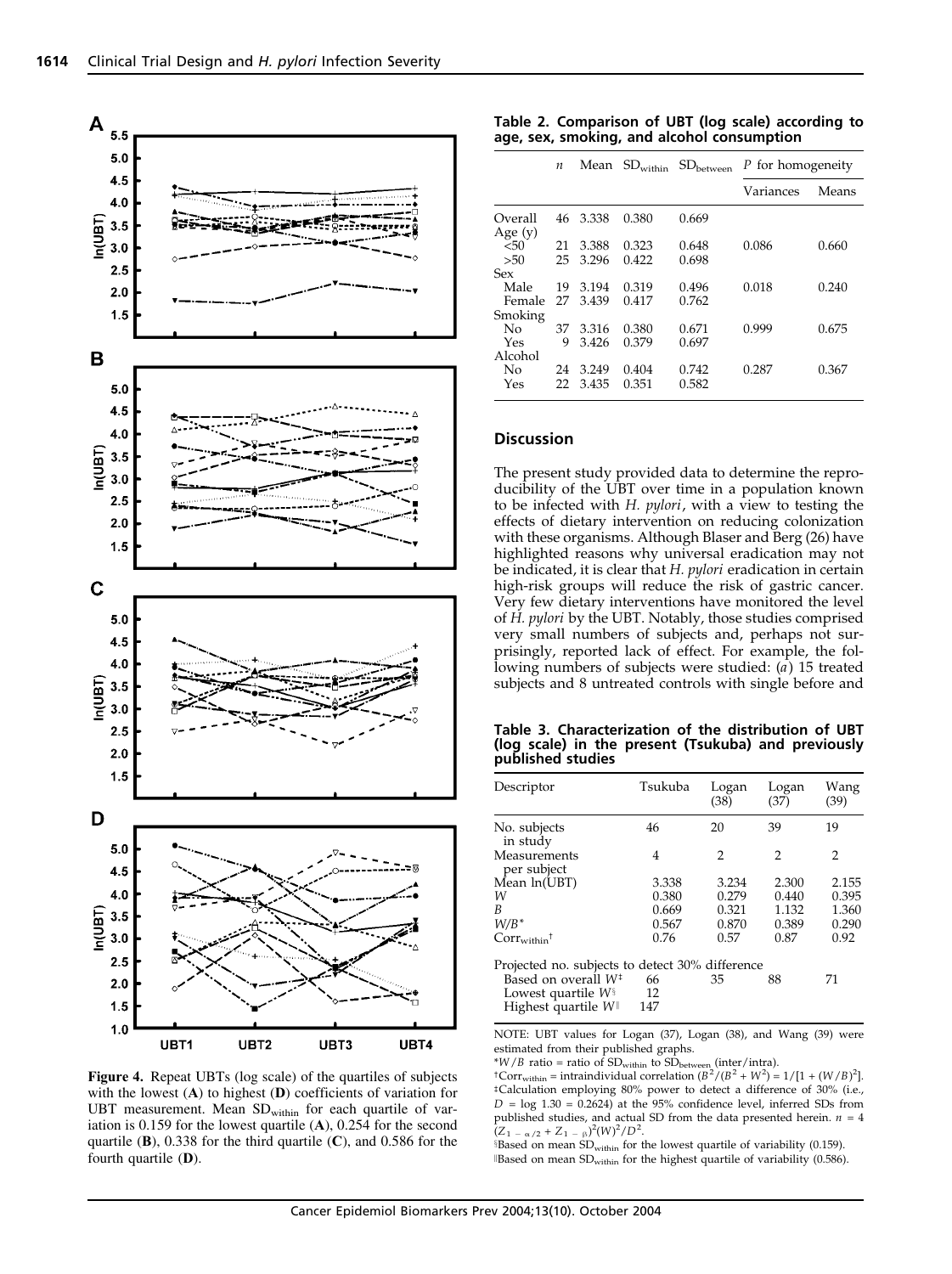Figure 4. Repeat UBTs (log scale) of the quartiles of subjects with the lowest (**A**) to highest (**D**) coefficients of variation for UBT measurement. Mean $SD_{within}$ for each quartile of variation is 0.159 for the lowest quartile (**A**), 0.254 for the second quartile (**B**), 0.338 for the third quartile (**C**), and 0.586 for the fourth quartile (**D**).

**Table 2. Comparison of UBT (log scale) according to age, sex, smoking, and alcohol consumption**

| | $n$ | Mean | $SD_{within}$ | $SD_{between}$ | $P$ for homogeneity | |
|---|---|---|---|---|---|---|
| | | | | | Variances | Means |
| Overall | 46 | 3.338 | 0.380 | 0.669 | | |
| Age (y) | | | | | | |
| <50 | 21 | 3.388 | 0.323 | 0.648 | 0.086 | 0.660 |
| >50 | 25 | 3.296 | 0.422 | 0.698 | | |
| Sex | | | | | | |
| Male | 19 | 3.194 | 0.319 | 0.496 | 0.018 | 0.240 |
| Female | 27 | 3.439 | 0.417 | 0.762 | | |
| Smoking | | | | | | |
| No | 37 | 3.316 | 0.380 | 0.671 | 0.999 | 0.675 |
| Yes | 9 | 3.426 | 0.379 | 0.697 | | |
| Alcohol | | | | | | |
| No | 24 | 3.249 | 0.404 | 0.742 | 0.287 | 0.367 |
| Yes | 22 | 3.435 | 0.351 | 0.582 | | |

## Discussion

The present study provided data to determine the reproducibility of the UBT over time in a population known to be infected with *H. pylori*, with a view to testing the effects of dietary intervention on reducing colonization with these organisms. Although Blaser and Berg (26) have highlighted reasons why universal eradication may not be indicated, it is clear that *H. pylori* eradication in certain high-risk groups will reduce the risk of gastric cancer. Very few dietary interventions have monitored the level of *H. pylori* by the UBT. Notably, those studies comprised very small numbers of subjects and, perhaps not surprisingly, reported lack of effect. For example, the following numbers of subjects were studied: (*a*) 15 treated subjects and 8 untreated controls with single before and

**Table 3. Characterization of the distribution of UBT (log scale) in the present (Tsukuba) and previously published studies**

| Descriptor | Tsukuba | Logan (38) | Logan (37) | Wang (39) |
|---|---|---|---|---|
| No. subjects in study | 46 | 20 | 39 | 19 |
| Measurements per subject | 4 | 2 | 2 | 2 |
| Mean ln(UBT) | 3.338 | 3.234 | 2.300 | 2.155 |
| $W$ | 0.380 | 0.279 | 0.440 | 0.395 |
| $B$ | 0.669 | 0.321 | 1.132 | 1.360 |
| $W/B$* | 0.567 | 0.870 | 0.389 | 0.290 |
| $Corr_{within}$[†] | 0.76 | 0.57 | 0.87 | 0.92 |
| Projected no. subjects to detect 30% difference | | | | |
| Based on overall $W$[‡] | 66 | 35 | 88 | 71 |
| Lowest quartile $W$[§] | 12 | | | |
| Highest quartile $W$[∥] | 147 | | | |

NOTE: UBT values for Logan (37), Logan (38), and Wang (39) were estimated from their published graphs.

*$W/B$ ratio = ratio of $SD_{within}$ to $SD_{between}$ (inter/intra).

†$Corr_{within}$ = intraindividual correlation $(B^2/(B^2 + W^2) = 1/[1 + (W/B)^2]$.

‡Calculation employing 80% power to detect a difference of 30% (i.e., $D$ = log 1.30 = 0.2624) at the 95% confidence level, inferred SDs from published studies, and actual SD from the data presented herein. $n = 4(Z_{1-\alpha/2} + Z_{1-\beta})^2(W)^2/D^2$.

§Based on mean $SD_{within}$ for the lowest quartile of variability (0.159).

∥Based on mean $SD_{within}$ for the highest quartile of variability (0.586).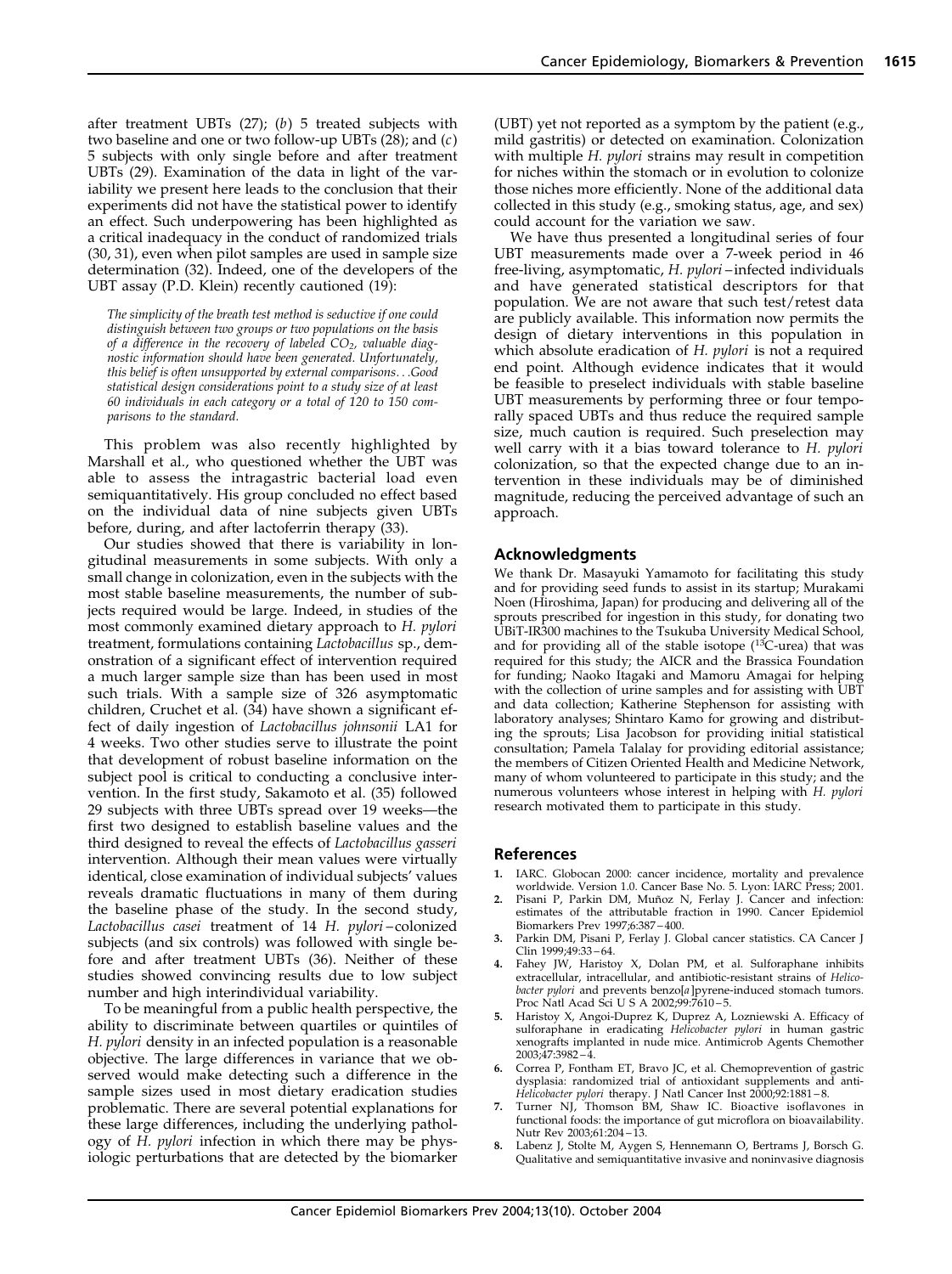after treatment UBTs (27); (*b*) 5 treated subjects with two baseline and one or two follow-up UBTs (28); and (*c*) 5 subjects with only single before and after treatment UBTs (29). Examination of the data in light of the variability we present here leads to the conclusion that their experiments did not have the statistical power to identify an effect. Such underpowering has been highlighted as a critical inadequacy in the conduct of randomized trials (30, 31), even when pilot samples are used in sample size determination (32). Indeed, one of the developers of the UBT assay (P.D. Klein) recently cautioned (19):

> *The simplicity of the breath test method is seductive if one could distinguish between two groups or two populations on the basis of a difference in the recovery of labeled $CO_2$, valuable diagnostic information should have been generated. Unfortunately, this belief is often unsupported by external comparisons...Good statistical design considerations point to a study size of at least 60 individuals in each category or a total of 120 to 150 comparisons to the standard.*

This problem was also recently highlighted by Marshall et al., who questioned whether the UBT was able to assess the intragastric bacterial load even semiquantitatively. His group concluded no effect based on the individual data of nine subjects given UBTs before, during, and after lactoferrin therapy (33).

Our studies showed that there is variability in longitudinal measurements in some subjects. With only a small change in colonization, even in the subjects with the most stable baseline measurements, the number of subjects required would be large. Indeed, in studies of the most commonly examined dietary approach to *H. pylori* treatment, formulations containing *Lactobacillus* sp., demonstration of a significant effect of intervention required a much larger sample size than has been used in most such trials. With a sample size of 326 asymptomatic children, Cruchet et al. (34) have shown a significant effect of daily ingestion of *Lactobacillus johnsonii* LA1 for 4 weeks. Two other studies serve to illustrate the point that development of robust baseline information on the subject pool is critical to conducting a conclusive intervention. In the first study, Sakamoto et al. (35) followed 29 subjects with three UBTs spread over 19 weeks—the first two designed to establish baseline values and the third designed to reveal the effects of *Lactobacillus gasseri* intervention. Although their mean values were virtually identical, close examination of individual subjects' values reveals dramatic fluctuations in many of them during the baseline phase of the study. In the second study, *Lactobacillus casei* treatment of 14 *H. pylori*–colonized subjects (and six controls) was followed with single before and after treatment UBTs (36). Neither of these studies showed convincing results due to low subject number and high interindividual variability.

To be meaningful from a public health perspective, the ability to discriminate between quartiles or quintiles of *H. pylori* density in an infected population is a reasonable objective. The large differences in variance that we observed would make detecting such a difference in the sample sizes used in most dietary eradication studies problematic. There are several potential explanations for these large differences, including the underlying pathology of *H. pylori* infection in which there may be physiologic perturbations that are detected by the biomarker (UBT) yet not reported as a symptom by the patient (e.g., mild gastritis) or detected on examination. Colonization with multiple *H. pylori* strains may result in competition for niches within the stomach or in evolution to colonize those niches more efficiently. None of the additional data collected in this study (e.g., smoking status, age, and sex) could account for the variation we saw.

We have thus presented a longitudinal series of four UBT measurements made over a 7-week period in 46 free-living, asymptomatic, *H. pylori*–infected individuals and have generated statistical descriptors for that population. We are not aware that such test/retest data are publicly available. This information now permits the design of dietary interventions in this population in which absolute eradication of *H. pylori* is not a required end point. Although evidence indicates that it would be feasible to preselect individuals with stable baseline UBT measurements by performing three or four temporally spaced UBTs and thus reduce the required sample size, much caution is required. Such preselection may well carry with it a bias toward tolerance to *H. pylori* colonization, so that the expected change due to an intervention in these individuals may be of diminished magnitude, reducing the perceived advantage of such an approach.

## Acknowledgments

We thank Dr. Masayuki Yamamoto for facilitating this study and for providing seed funds to assist in its startup; Murakami Noen (Hiroshima, Japan) for producing and delivering all of the sprouts prescribed for ingestion in this study, for donating two UBiT-IR300 machines to the Tsukuba University Medical School, and for providing all of the stable isotope ($^{13}$C-urea) that was required for this study; the AICR and the Brassica Foundation for funding; Naoko Itagaki and Mamoru Amagai for helping with the collection of urine samples and for assisting with UBT and data collection; Katherine Stephenson for assisting with laboratory analyses; Shintaro Kamo for growing and distributing the sprouts; Lisa Jacobson for providing initial statistical consultation; Pamela Talalay for providing editorial assistance; the members of Citizen Oriented Health and Medicine Network, many of whom volunteered to participate in this study; and the numerous volunteers whose interest in helping with *H. pylori* research motivated them to participate in this study.

## References

1. IARC. Globocan 2000: cancer incidence, mortality and prevalence worldwide. Version 1.0. Cancer Base No. 5. Lyon: IARC Press; 2001.
2. Pisani P, Parkin DM, Muñoz N, Ferlay J. Cancer and infection: estimates of the attributable fraction in 1990. Cancer Epidemiol Biomarkers Prev 1997;6:387–400.
3. Parkin DM, Pisani P, Ferlay J. Global cancer statistics. CA Cancer J Clin 1999;49:33–64.
4. Fahey JW, Haristoy X, Dolan PM, et al. Sulforaphane inhibits extracellular, intracellular, and antibiotic-resistant strains of *Helicobacter pylori* and prevents benzo[*a*]pyrene-induced stomach tumors. Proc Natl Acad Sci U S A 2002;99:7610–5.
5. Haristoy X, Angoi-Duprez K, Duprez A, Lozniewski A. Efficacy of sulforaphane in eradicating *Helicobacter pylori* in human gastric xenografts implanted in nude mice. Antimicrob Agents Chemother 2003;47:3982–4.
6. Correa P, Fontham ET, Bravo JC, et al. Chemoprevention of gastric dysplasia: randomized trial of antioxidant supplements and anti-*Helicobacter pylori* therapy. J Natl Cancer Inst 2000;92:1881–8.
7. Turner NJ, Thomson BM, Shaw IC. Bioactive isoflavones in functional foods: the importance of gut microflora on bioavailability. Nutr Rev 2003;61:204–13.
8. Labenz J, Stolte M, Aygen S, Hennemann O, Bertrams J, Borsch G. Qualitative and semiquantitative invasive and noninvasive diagnosis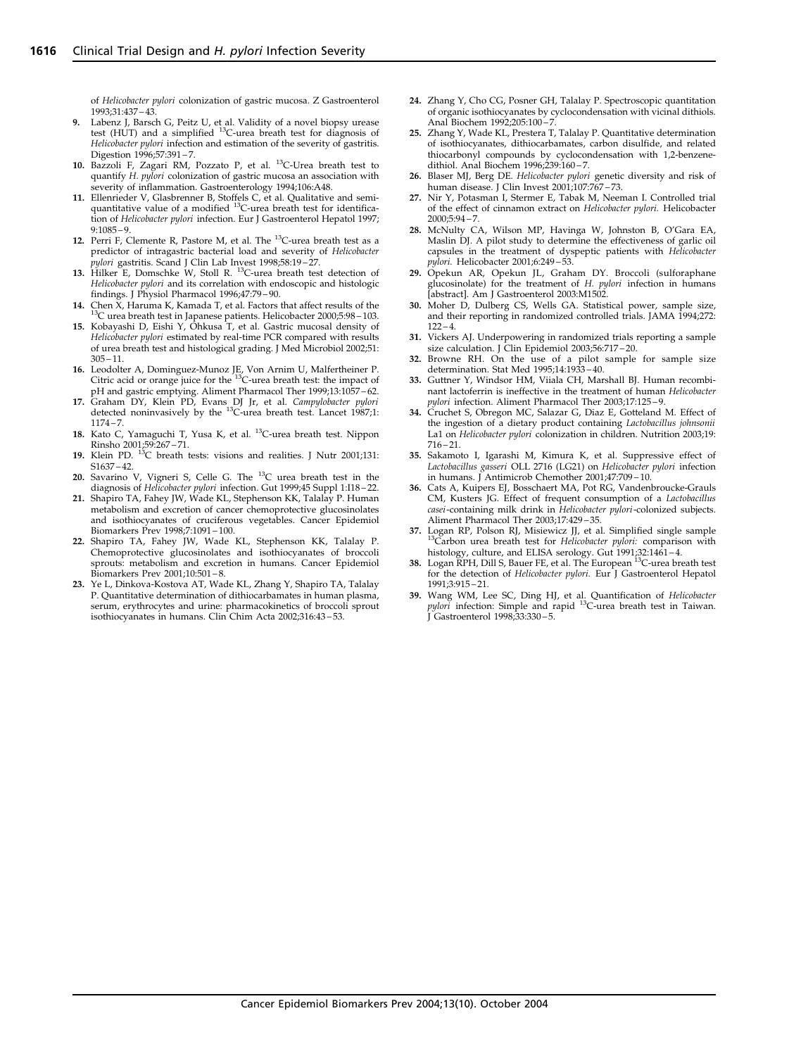of *Helicobacter pylori* colonization of gastric mucosa. Z Gastroenterol 1993;31:437–43.

9. Labenz J, Barsch G, Peitz U, et al. Validity of a novel biopsy urease test (HUT) and a simplified $^{13}$C-urea breath test for diagnosis of *Helicobacter pylori* infection and estimation of the severity of gastritis. Digestion 1996;57:391–7.
10. Bazzoli F, Zagari RM, Pozzato P, et al. $^{13}$C-Urea breath test to quantify *H. pylori* colonization of gastric mucosa an association with severity of inflammation. Gastroenterology 1994;106:A48.
11. Ellenrieder V, Glasbrenner B, Stoffels C, et al. Qualitative and semi-quantitative value of a modified $^{13}$C-urea breath test for identification of *Helicobacter pylori* infection. Eur J Gastroenterol Hepatol 1997; 9:1085–9.
12. Perri F, Clemente R, Pastore M, et al. The $^{13}$C-urea breath test as a predictor of intragastric bacterial load and severity of *Helicobacter pylori* gastritis. Scand J Clin Lab Invest 1998;58:19–27.
13. Hilker E, Domschke W, Stoll R. $^{13}$C-urea breath test detection of *Helicobacter pylori* and its correlation with endoscopic and histologic findings. J Physiol Pharmacol 1996;47:79–90.
14. Chen X, Haruma K, Kamada T, et al. Factors that affect results of the $^{13}$C urea breath test in Japanese patients. Helicobacter 2000;5:98–103.
15. Kobayashi D, Eishi Y, Ohkusa T, et al. Gastric mucosal density of *Helicobacter pylori* estimated by real-time PCR compared with results of urea breath test and histological grading. J Med Microbiol 2002;51: 305–11.
16. Leodolter A, Dominguez-Munoz JE, Von Arnim U, Malfertheiner P. Citric acid or orange juice for the $^{13}$C-urea breath test: the impact of pH and gastric emptying. Aliment Pharmacol Ther 1999;13:1057–62.
17. Graham DY, Klein PD, Evans DJ Jr, et al. *Campylobacter pylori* detected noninvasively by the $^{13}$C-urea breath test. Lancet 1987;1: 1174–7.
18. Kato C, Yamaguchi T, Yusa K, et al. $^{13}$C-urea breath test. Nippon Rinsho 2001;59:267–71.
19. Klein PD. $^{13}$C breath tests: visions and realities. J Nutr 2001;131: S1637–42.
20. Savarino V, Vigneri S, Celle G. The $^{13}$C urea breath test in the diagnosis of *Helicobacter pylori* infection. Gut 1999;45 Suppl 1:I18–22.
21. Shapiro TA, Fahey JW, Wade KL, Stephenson KK, Talalay P. Human metabolism and excretion of cancer chemoprotective glucosinolates and isothiocyanates of cruciferous vegetables. Cancer Epidemiol Biomarkers Prev 1998;7:1091–100.
22. Shapiro TA, Fahey JW, Wade KL, Stephenson KK, Talalay P. Chemoprotective glucosinolates and isothiocyanates of broccoli sprouts: metabolism and excretion in humans. Cancer Epidemiol Biomarkers Prev 2001;10:501–8.
23. Ye L, Dinkova-Kostova AT, Wade KL, Zhang Y, Shapiro TA, Talalay P. Quantitative determination of dithiocarbamates in human plasma, serum, erythrocytes and urine: pharmacokinetics of broccoli sprout isothiocyanates in humans. Clin Chim Acta 2002;316:43–53.
24. Zhang Y, Cho CG, Posner GH, Talalay P. Spectroscopic quantitation of organic isothiocyanates by cyclocondensation with vicinal dithiols. Anal Biochem 1992;205:100–7.
25. Zhang Y, Wade KL, Prestera T, Talalay P. Quantitative determination of isothiocyanates, dithiocarbamates, carbon disulfide, and related thiocarbonyl compounds by cyclocondensation with 1,2-benzene-dithiol. Anal Biochem 1996;239:160–7.
26. Blaser MJ, Berg DE. *Helicobacter pylori* genetic diversity and risk of human disease. J Clin Invest 2001;107:767–73.
27. Nir Y, Potasman I, Stermer E, Tabak M, Neeman I. Controlled trial of the effect of cinnamon extract on *Helicobacter pylori*. Helicobacter 2000;5:94–7.
28. McNulty CA, Wilson MP, Havinga W, Johnston B, O'Gara EA, Maslin DJ. A pilot study to determine the effectiveness of garlic oil capsules in the treatment of dyspeptic patients with *Helicobacter pylori*. Helicobacter 2001;6:249–53.
29. Opekun AR, Opekun JL, Graham DY. Broccoli (sulforaphane glucosinolate) for the treatment of *H. pylori* infection in humans [abstract]. Am J Gastroenterol 2003:M1502.
30. Moher D, Dulberg CS, Wells GA. Statistical power, sample size, and their reporting in randomized controlled trials. JAMA 1994;272: 122–4.
31. Vickers AJ. Underpowering in randomized trials reporting a sample size calculation. J Clin Epidemiol 2003;56:717–20.
32. Browne RH. On the use of a pilot sample for sample size determination. Stat Med 1995;14:1933–40.
33. Guttner Y, Windsor HM, Viiala CH, Marshall BJ. Human recombinant lactoferrin is ineffective in the treatment of human *Helicobacter pylori* infection. Aliment Pharmacol Ther 2003;17:125–9.
34. Cruchet S, Obregon MC, Salazar G, Diaz E, Gotteland M. Effect of the ingestion of a dietary product containing *Lactobacillus johnsonii* La1 on *Helicobacter pylori* colonization in children. Nutrition 2003;19: 716–21.
35. Sakamoto I, Igarashi M, Kimura K, et al. Suppressive effect of *Lactobacillus gasseri* OLL 2716 (LG21) on *Helicobacter pylori* infection in humans. J Antimicrob Chemother 2001;47:709–10.
36. Cats A, Kuipers EJ, Bosschaert MA, Pot RG, Vandenbroucke-Grauls CM, Kusters JG. Effect of frequent consumption of a *Lactobacillus casei*-containing milk drink in *Helicobacter pylori*-colonized subjects. Aliment Pharmacol Ther 2003;17:429–35.
37. Logan RP, Polson RJ, Misiewicz JJ, et al. Simplified single sample $^{13}$Carbon urea breath test for *Helicobacter pylori*: comparison with histology, culture, and ELISA serology. Gut 1991;32:1461–4.
38. Logan RPH, Dill S, Bauer FE, et al. The European $^{13}$C-urea breath test for the detection of *Helicobacter pylori*. Eur J Gastroenterol Hepatol 1991;3:915–21.
39. Wang WM, Lee SC, Ding HJ, et al. Quantification of *Helicobacter pylori* infection: Simple and rapid $^{13}$C-urea breath test in Taiwan. J Gastroenterol 1998;33:330–5.